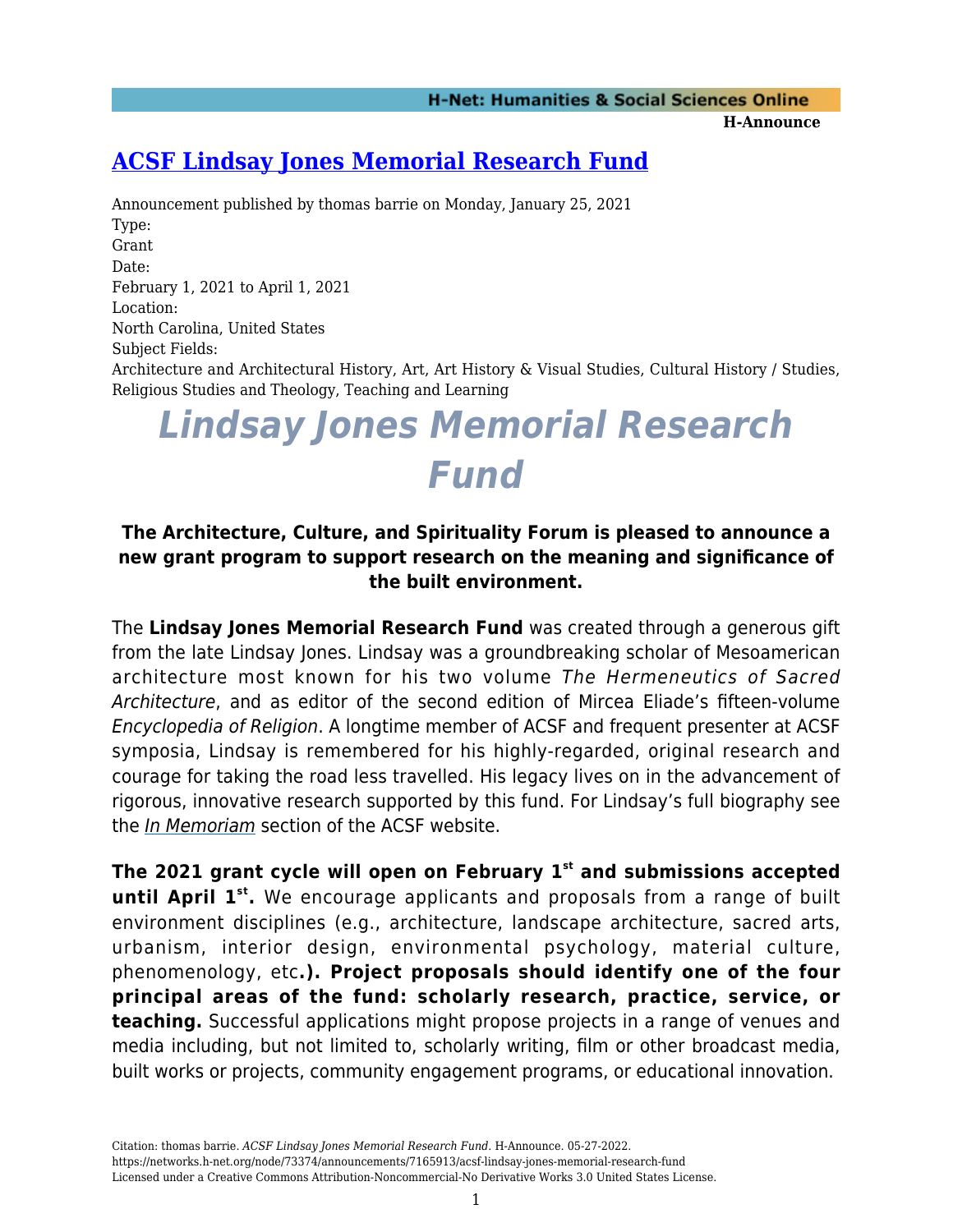# ACSF Lindsay Jones Memorial Research Fund

Announcement published by thomas barrie on Monday, January 25, 2021

Type:
Grant

Date:
February 1, 2021 to April 1, 2021

Location:
North Carolina, United States

Subject Fields:
Architecture and Architectural History, Art, Art History & Visual Studies, Cultural History / Studies, Religious Studies and Theology, Teaching and Learning

# *Lindsay Jones Memorial Research Fund*

### The Architecture, Culture, and Spirituality Forum is pleased to announce a new grant program to support research on the meaning and significance of the built environment.

The **Lindsay Jones Memorial Research Fund** was created through a generous gift from the late Lindsay Jones. Lindsay was a groundbreaking scholar of Mesoamerican architecture most known for his two volume *The Hermeneutics of Sacred Architecture*, and as editor of the second edition of Mircea Eliade's fifteen-volume *Encyclopedia of Religion*. A longtime member of ACSF and frequent presenter at ACSF symposia, Lindsay is remembered for his highly-regarded, original research and courage for taking the road less travelled. His legacy lives on in the advancement of rigorous, innovative research supported by this fund. For Lindsay's full biography see the *In Memoriam* section of the ACSF website.

**The 2021 grant cycle will open on February 1st and submissions accepted until April 1st.** We encourage applicants and proposals from a range of built environment disciplines (e.g., architecture, landscape architecture, sacred arts, urbanism, interior design, environmental psychology, material culture, phenomenology, etc**.). Project proposals should identify one of the four principal areas of the fund: scholarly research, practice, service, or teaching.** Successful applications might propose projects in a range of venues and media including, but not limited to, scholarly writing, film or other broadcast media, built works or projects, community engagement programs, or educational innovation.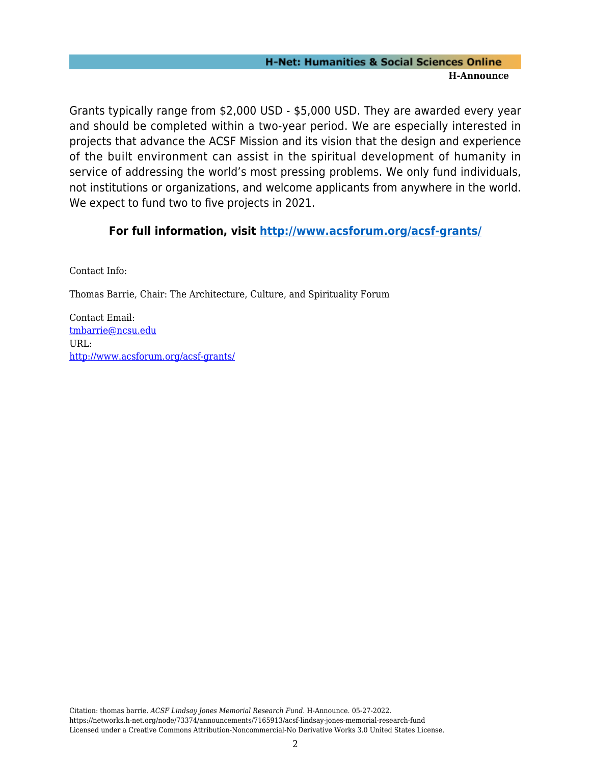Grants typically range from $2,000 USD - $5,000 USD. They are awarded every year and should be completed within a two-year period. We are especially interested in projects that advance the ACSF Mission and its vision that the design and experience of the built environment can assist in the spiritual development of humanity in service of addressing the world's most pressing problems. We only fund individuals, not institutions or organizations, and welcome applicants from anywhere in the world. We expect to fund two to five projects in 2021.

**For full information, visit [http://www.acsforum.org/acsf-grants/](http://www.acsforum.org/acsf-grants/)**

Contact Info:

Thomas Barrie, Chair: The Architecture, Culture, and Spirituality Forum

Contact Email:
[tmbarrie@ncsu.edu](mailto:tmbarrie@ncsu.edu)
URL:
[http://www.acsforum.org/acsf-grants/](http://www.acsforum.org/acsf-grants/)

Citation: thomas barrie. *ACSF Lindsay Jones Memorial Research Fund*. H-Announce. 05-27-2022.
https://networks.h-net.org/node/73374/announcements/7165913/acsf-lindsay-jones-memorial-research-fund
Licensed under a Creative Commons Attribution-Noncommercial-No Derivative Works 3.0 United States License.